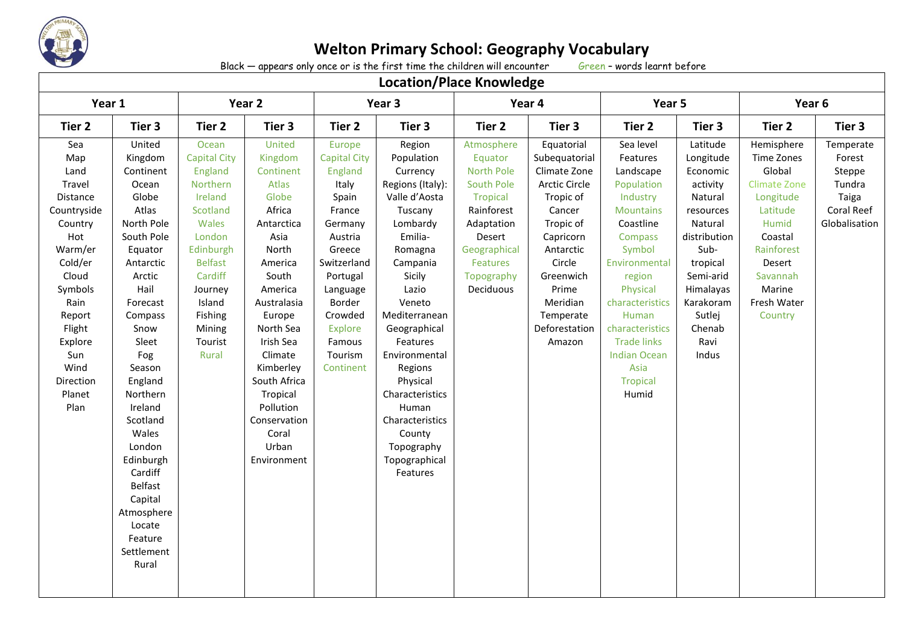# Welton Primary School: Geography Vocabulary

Black – appears only once or is the first time the children will encounter    Green – words learnt before

## Location/Place Knowledge

| Year 1 | | Year 2 | | Year 3 | | Year 4 | | Year 5 | | Year 6 | |
|---|---|---|---|---|---|---|---|---|---|---|---|
| **Tier 2** | **Tier 3** | **Tier 2** | **Tier 3** | **Tier 2** | **Tier 3** | **Tier 2** | **Tier 3** | **Tier 2** | **Tier 3** | **Tier 2** | **Tier 3** |
| Sea<br>Map<br>Land<br>Travel<br>Distance<br>Countryside<br>Country<br>Hot<br>Warm/er<br>Cold/er<br>Cloud<br>Symbols<br>Rain<br>Report<br>Flight<br>Explore<br>Sun<br>Wind<br>Direction<br>Planet<br>Plan | United Kingdom<br>Continent<br>Ocean<br>Globe<br>Atlas<br>North Pole<br>South Pole<br>Equator<br>Antarctic<br>Arctic<br>Hail<br>Forecast<br>Compass<br>Snow<br>Sleet<br>Fog<br>Season<br>England<br>Northern Ireland<br>Scotland<br>Wales<br>London<br>Edinburgh<br>Cardiff<br>Belfast<br>Capital<br>Atmosphere<br>Locate<br>Feature<br>Settlement<br>Rural | Ocean<br>Capital City<br>England<br>Northern Ireland<br>Scotland<br>Wales<br>London<br>Edinburgh<br>Belfast<br>Cardiff<br>Journey<br>Island<br>Fishing<br>Mining<br>Tourist<br>Rural | United Kingdom<br>Continent<br>Atlas<br>Globe<br>Africa<br>Antarctica<br>Asia<br>North America<br>South America<br>Australasia<br>Europe<br>North Sea<br>Irish Sea<br>Climate<br>Kimberley<br>South Africa<br>Tropical<br>Pollution<br>Conservation<br>Coral<br>Urban<br>Environment | Europe<br>Capital City<br>England<br>Italy<br>Spain<br>France<br>Germany<br>Austria<br>Greece<br>Switzerland<br>Portugal<br>Language<br>Border<br>Crowded<br>Explore<br>Famous<br>Tourism<br>Continent | Region<br>Population<br>Currency<br>Regions (Italy):<br>Valle d'Aosta<br>Tuscany<br>Lombardy<br>Emilia-Romagna<br>Campania<br>Sicily<br>Lazio<br>Veneto<br>Mediterranean<br>Geographical Features<br>Environmental Regions<br>Physical Characteristics<br>Human Characteristics<br>County<br>Topography<br>Topographical Features | Atmosphere<br>Equator<br>North Pole<br>South Pole<br>Tropical<br>Rainforest<br>Adaptation<br>Desert<br>Geographical Features<br>Topography<br>Deciduous | Equatorial<br>Subequatorial<br>Climate Zone<br>Arctic Circle<br>Tropic of Cancer<br>Tropic of Capricorn<br>Antarctic Circle<br>Greenwich<br>Prime Meridian<br>Temperate<br>Deforestation<br>Amazon | Sea level<br>Features<br>Landscape<br>Population<br>Industry<br>Mountains<br>Coastline<br>Compass<br>Symbol<br>Environmental region<br>Physical characteristics<br>Human characteristics<br>Trade links<br>Indian Ocean<br>Asia<br>Tropical<br>Humid | Latitude<br>Longitude<br>Economic activity<br>Natural resources<br>Natural distribution<br>Sub-tropical<br>Semi-arid<br>Himalayas<br>Karakoram<br>Sutlej<br>Chenab<br>Ravi<br>Indus | Hemisphere<br>Time Zones<br>Global<br>Climate Zone<br>Longitude<br>Latitude<br>Humid<br>Coastal<br>Rainforest<br>Desert<br>Savannah<br>Marine<br>Fresh Water<br>Country | Temperate Forest<br>Steppe<br>Tundra<br>Taiga<br>Coral Reef<br>Globalisation |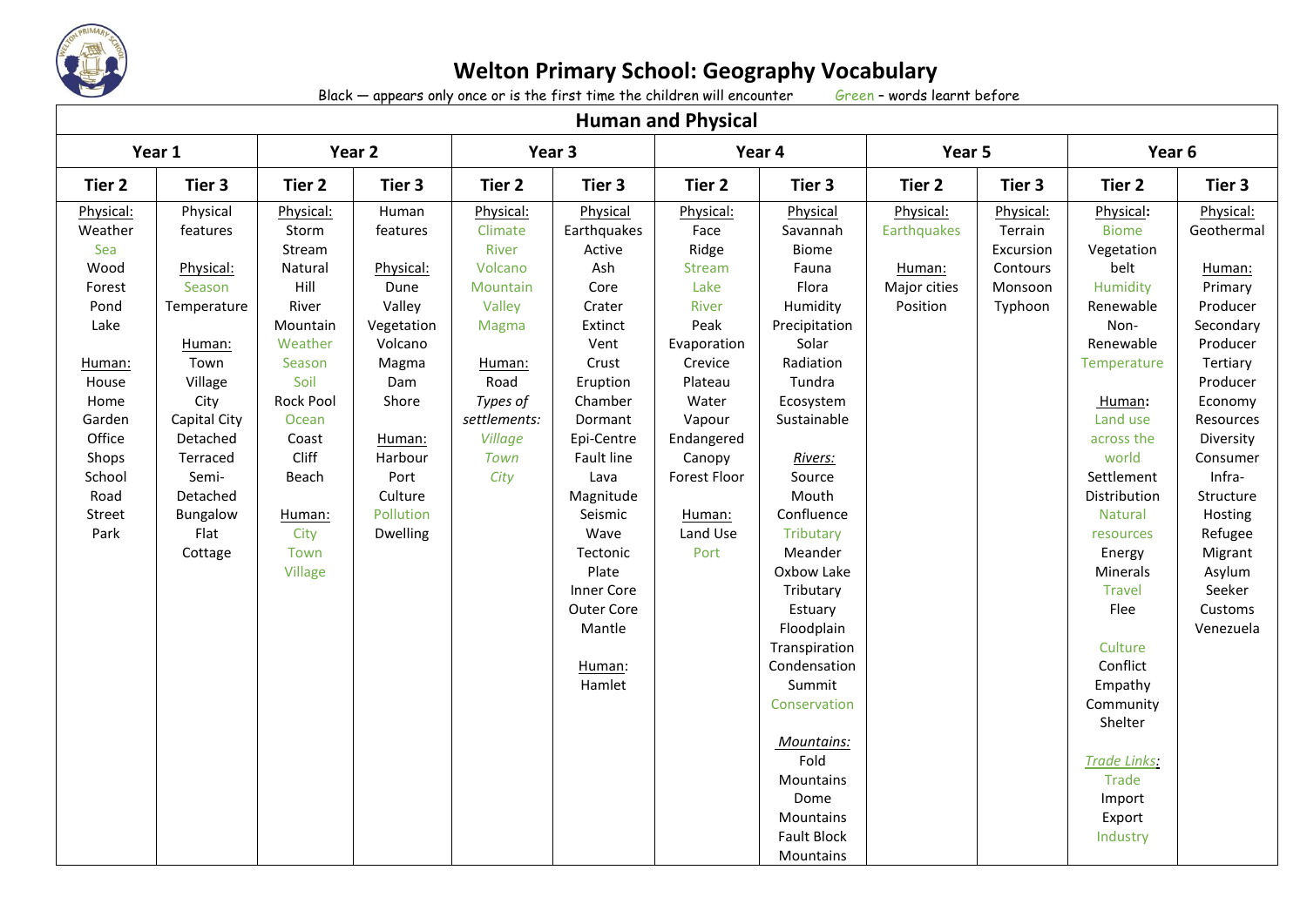# Welton Primary School: Geography Vocabulary

Black – appears only once or is the first time the children will encounter        Green - words learnt before

## Human and Physical

| Year 1 | | Year 2 | | Year 3 | | Year 4 | | Year 5 | | Year 6 | |
|---|---|---|---|---|---|---|---|---|---|---|---|
| **Tier 2** | **Tier 3** | **Tier 2** | **Tier 3** | **Tier 2** | **Tier 3** | **Tier 2** | **Tier 3** | **Tier 2** | **Tier 3** | **Tier 2** | **Tier 3** |
| Physical:<br>Weather<br>Sea<br>Wood<br>Forest<br>Pond<br>Lake<br><br>Human:<br>House<br>Home<br>Garden<br>Office<br>Shops<br>School<br>Road<br>Street<br>Park | Physical features<br><br>Physical:<br>Season<br>Temperature<br><br>Human:<br>Town<br>Village<br>City<br>Capital City<br>Detached<br>Terraced<br>Semi-Detached<br>Bungalow<br>Flat<br>Cottage | Physical:<br>Storm<br>Stream<br>Natural<br>Hill<br>River<br>Mountain<br>Weather<br>Season<br>Soil<br>Rock Pool<br>Ocean<br>Coast<br>Cliff<br>Beach<br><br>Human:<br>City<br>Town<br>Village | Human features<br><br>Physical:<br>Dune<br>Valley<br>Vegetation<br>Volcano<br>Magma<br>Dam<br>Shore<br><br>Human:<br>Harbour<br>Port<br>Culture<br>Pollution<br>Dwelling | Physical:<br>Climate<br>River<br>Volcano<br>Mountain<br>Valley<br>Magma<br><br>Human:<br>Road<br>*Types of settlements:*<br>*Village*<br>*Town*<br>*City* | Physical<br>Earthquakes<br>Active<br>Ash<br>Core<br>Crater<br>Extinct<br>Vent<br>Crust<br>Eruption<br>Chamber<br>Dormant<br>Epi-Centre<br>Fault line<br>Lava<br>Magnitude<br>Seismic<br>Wave<br>Tectonic<br>Plate<br>Inner Core<br>Outer Core<br>Mantle<br><br>Human:<br>Hamlet | Physical:<br>Face<br>Ridge<br>Stream<br>Lake<br>River<br>Peak<br>Evaporation<br>Crevice<br>Plateau<br>Water<br>Vapour<br>Endangered<br>Canopy<br>Forest Floor<br><br>Human:<br>Land Use<br>Port | Physical<br>Savannah<br>Biome<br>Fauna<br>Flora<br>Humidity<br>Precipitation<br>Solar<br>Radiation<br>Tundra<br>Ecosystem<br>Sustainable<br><br>*Rivers:*<br>Source<br>Mouth<br>Confluence<br>Tributary<br>Meander<br>Oxbow Lake<br>Tributary<br>Estuary<br>Floodplain<br>Transpiration<br>Condensation<br>Summit<br>Conservation<br><br>*Mountains:*<br>Fold Mountains<br>Dome Mountains<br>Fault Block Mountains | Physical:<br>Earthquakes<br><br>Human:<br>Major cities<br>Position | Physical:<br>Terrain<br>Excursion<br>Contours<br>Monsoon<br>Typhoon | **Physical:**<br>Biome<br>Vegetation belt<br>Humidity<br>Renewable<br>Non-Renewable<br>Temperature<br><br>**Human:**<br>Land use across the world<br>Settlement<br>Distribution<br>Natural resources<br>Energy<br>Minerals<br>Travel<br>Flee<br><br>Culture<br>Conflict<br>Empathy<br>Community<br>Shelter<br><br>*Trade Links:*<br>Trade<br>Import<br>Export<br>Industry | Physical:<br>Geothermal<br><br>Human:<br>Primary Producer<br>Secondary Producer<br>Tertiary Producer<br>Economy<br>Resources<br>Diversity<br>Consumer<br>Infra-Structure<br>Hosting<br>Refugee<br>Migrant<br>Asylum Seeker<br>Customs<br>Venezuela |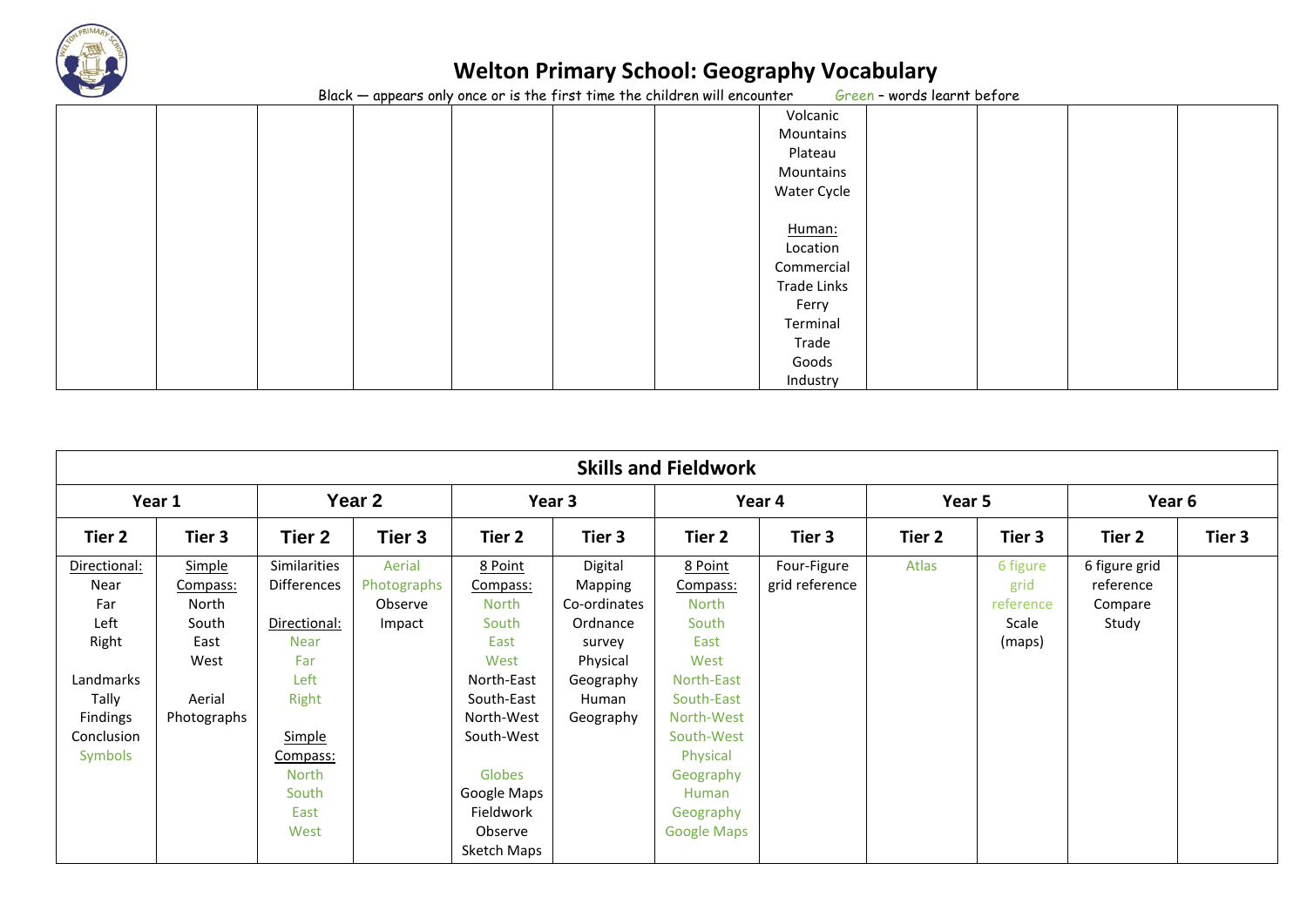# Welton Primary School: Geography Vocabulary

Black – appears only once or is the first time the children will encounter    Green – words learnt before

| | | | | | | | | | | | |
|---|---|---|---|---|---|---|---|---|---|---|---|
| | | | | | | | Volcanic Mountains Plateau Mountains Water Cycle<br><br>Human:<br>Location Commercial Trade Links Ferry Terminal Trade Goods Industry | | | | |

| Skills and Fieldwork | | | | | | | | | | | |
|---|---|---|---|---|---|---|---|---|---|---|---|
| Year 1 | | Year 2 | | Year 3 | | Year 4 | | Year 5 | | Year 6 | |
| Tier 2 | Tier 3 | Tier 2 | Tier 3 | Tier 2 | Tier 3 | Tier 2 | Tier 3 | Tier 2 | Tier 3 | Tier 2 | Tier 3 |
| Directional:<br>Near<br>Far<br>Left<br>Right<br><br>Landmarks<br>Tally<br>Findings<br>Conclusion<br>Symbols | Simple Compass:<br>North<br>South<br>East<br>West<br><br>Aerial Photographs | Similarities<br>Differences<br><br>Directional:<br>Near<br>Far<br>Left<br>Right<br><br>Simple Compass:<br>North<br>South<br>East<br>West | Aerial Photographs<br>Observe<br>Impact | 8 Point Compass:<br>North<br>South<br>East<br>West<br>North-East<br>South-East<br>North-West<br>South-West<br><br>Globes<br>Google Maps<br>Fieldwork<br>Observe<br>Sketch Maps | Digital Mapping<br>Co-ordinates<br>Ordnance survey<br>Physical Geography<br>Human Geography | 8 Point Compass:<br>North<br>South<br>East<br>West<br>North-East<br>South-East<br>North-West<br>South-West<br>Physical Geography<br>Human Geography<br>Google Maps | Four-Figure grid reference | Atlas | 6 figure grid reference<br>Scale (maps) | 6 figure grid reference<br>Compare<br>Study | |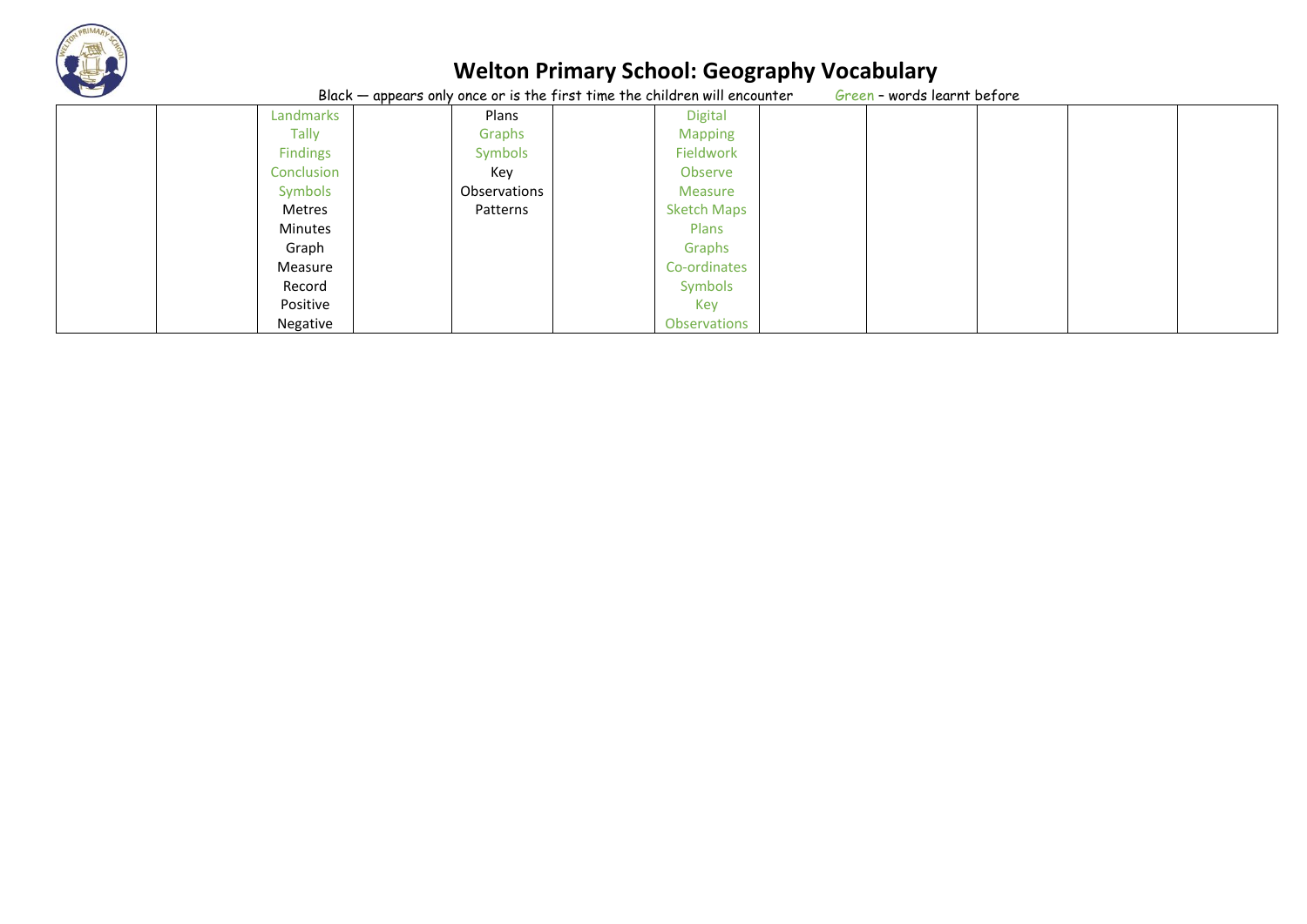# Welton Primary School: Geography Vocabulary

Black — appears only once or is the first time the children will encounter    Green – words learnt before

| | | | | | | | | | | | |
|---|---|---|---|---|---|---|---|---|---|---|---|
| | | Landmarks | | Plans | | Digital | | | | | |
| | | Tally | | Graphs | | Mapping | | | | | |
| | | Findings | | Symbols | | Fieldwork | | | | | |
| | | Conclusion | | Key | | Observe | | | | | |
| | | Symbols | | Observations | | Measure | | | | | |
| | | Metres | | Patterns | | Sketch Maps | | | | | |
| | | Minutes | | | | Plans | | | | | |
| | | Graph | | | | Graphs | | | | | |
| | | Measure | | | | Co-ordinates | | | | | |
| | | Record | | | | Symbols | | | | | |
| | | Positive | | | | Key | | | | | |
| | | Negative | | | | Observations | | | | | |